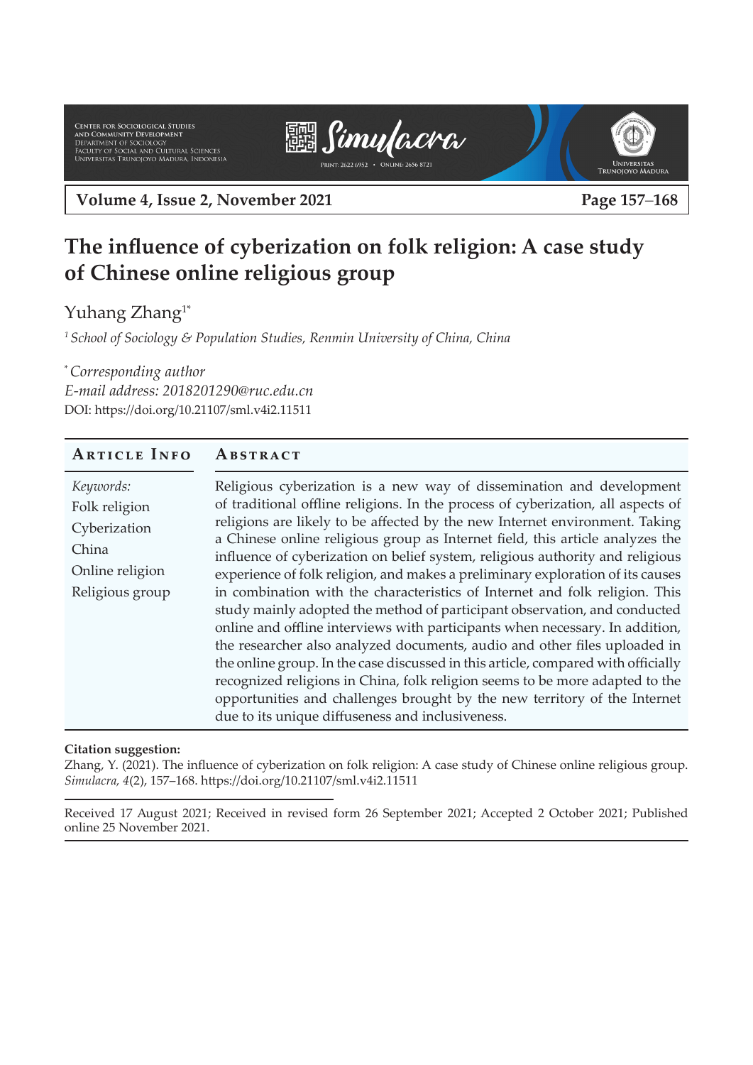# The influence of cyberization on folk religion: A case study of Chinese online religious group

Yuhang Zhang[1*]

[1] *School of Sociology & Population Studies, Renmin University of China, China*

[*] *Corresponding author*
*E-mail address: 2018201290@ruc.edu.cn*
DOI: https://doi.org/10.21107/sml.v4i2.11511

## Article Info

*Keywords:*
Folk religion
Cyberization
China
Online religion
Religious group

## Abstract

Religious cyberization is a new way of dissemination and development of traditional offline religions. In the process of cyberization, all aspects of religions are likely to be affected by the new Internet environment. Taking a Chinese online religious group as Internet field, this article analyzes the influence of cyberization on belief system, religious authority and religious experience of folk religion, and makes a preliminary exploration of its causes in combination with the characteristics of Internet and folk religion. This study mainly adopted the method of participant observation, and conducted online and offline interviews with participants when necessary. In addition, the researcher also analyzed documents, audio and other files uploaded in the online group. In the case discussed in this article, compared with officially recognized religions in China, folk religion seems to be more adapted to the opportunities and challenges brought by the new territory of the Internet due to its unique diffuseness and inclusiveness.

**Citation suggestion:**
Zhang, Y. (2021). The influence of cyberization on folk religion: A case study of Chinese online religious group. *Simulacra, 4*(2), 157–168. https://doi.org/10.21107/sml.v4i2.11511

Received 17 August 2021; Received in revised form 26 September 2021; Accepted 2 October 2021; Published online 25 November 2021.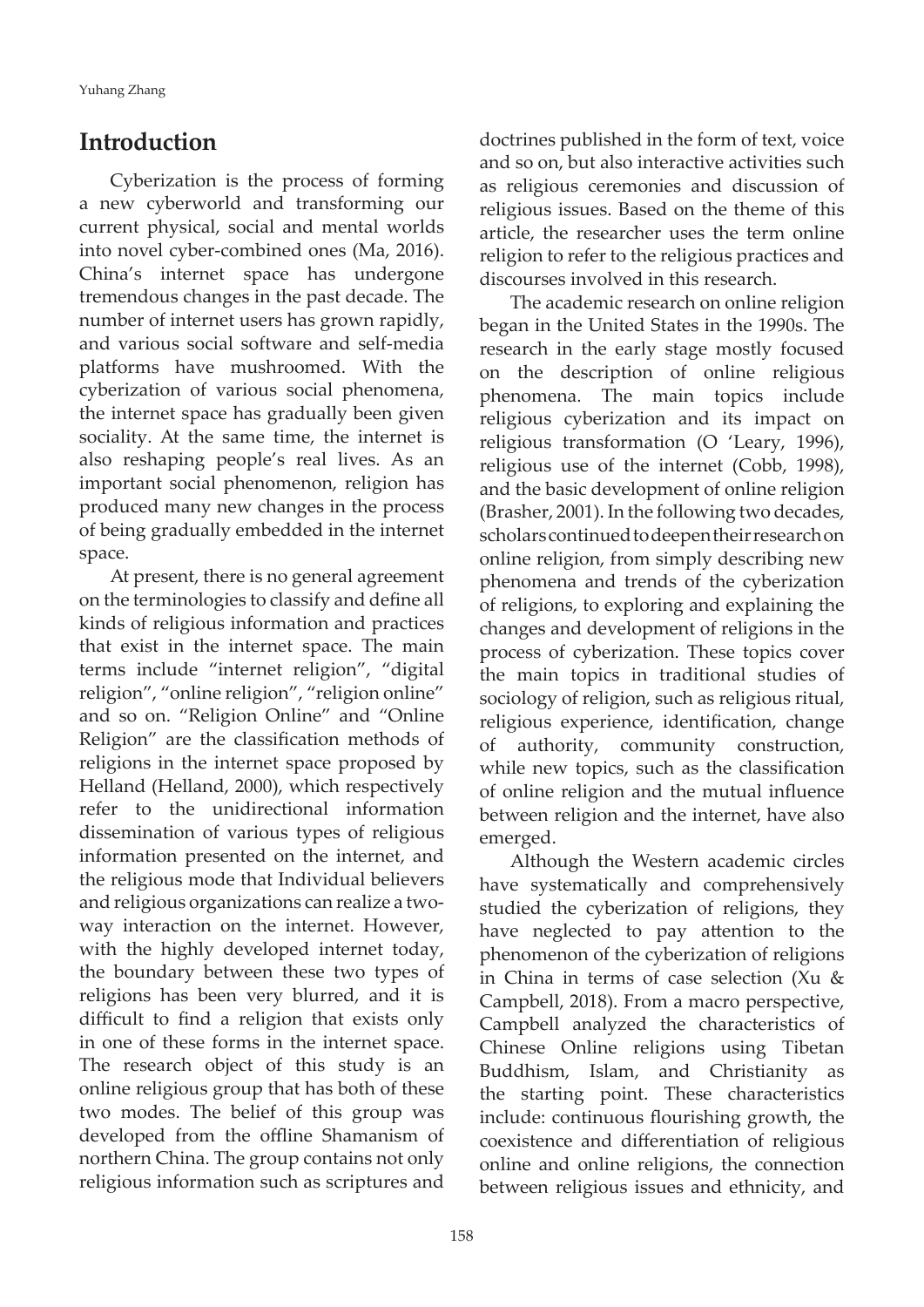## Introduction

Cyberization is the process of forming a new cyberworld and transforming our current physical, social and mental worlds into novel cyber-combined ones (Ma, 2016). China's internet space has undergone tremendous changes in the past decade. The number of internet users has grown rapidly, and various social software and self-media platforms have mushroomed. With the cyberization of various social phenomena, the internet space has gradually been given sociality. At the same time, the internet is also reshaping people's real lives. As an important social phenomenon, religion has produced many new changes in the process of being gradually embedded in the internet space.

At present, there is no general agreement on the terminologies to classify and define all kinds of religious information and practices that exist in the internet space. The main terms include "internet religion", "digital religion", "online religion", "religion online" and so on. "Religion Online" and "Online Religion" are the classification methods of religions in the internet space proposed by Helland (Helland, 2000), which respectively refer to the unidirectional information dissemination of various types of religious information presented on the internet, and the religious mode that Individual believers and religious organizations can realize a two-way interaction on the internet. However, with the highly developed internet today, the boundary between these two types of religions has been very blurred, and it is difficult to find a religion that exists only in one of these forms in the internet space. The research object of this study is an online religious group that has both of these two modes. The belief of this group was developed from the offline Shamanism of northern China. The group contains not only religious information such as scriptures and doctrines published in the form of text, voice and so on, but also interactive activities such as religious ceremonies and discussion of religious issues. Based on the theme of this article, the researcher uses the term online religion to refer to the religious practices and discourses involved in this research.

The academic research on online religion began in the United States in the 1990s. The research in the early stage mostly focused on the description of online religious phenomena. The main topics include religious cyberization and its impact on religious transformation (O 'Leary, 1996), religious use of the internet (Cobb, 1998), and the basic development of online religion (Brasher, 2001). In the following two decades, scholars continued to deepen their research on online religion, from simply describing new phenomena and trends of the cyberization of religions, to exploring and explaining the changes and development of religions in the process of cyberization. These topics cover the main topics in traditional studies of sociology of religion, such as religious ritual, religious experience, identification, change of authority, community construction, while new topics, such as the classification of online religion and the mutual influence between religion and the internet, have also emerged.

Although the Western academic circles have systematically and comprehensively studied the cyberization of religions, they have neglected to pay attention to the phenomenon of the cyberization of religions in China in terms of case selection (Xu & Campbell, 2018). From a macro perspective, Campbell analyzed the characteristics of Chinese Online religions using Tibetan Buddhism, Islam, and Christianity as the starting point. These characteristics include: continuous flourishing growth, the coexistence and differentiation of religious online and online religions, the connection between religious issues and ethnicity, and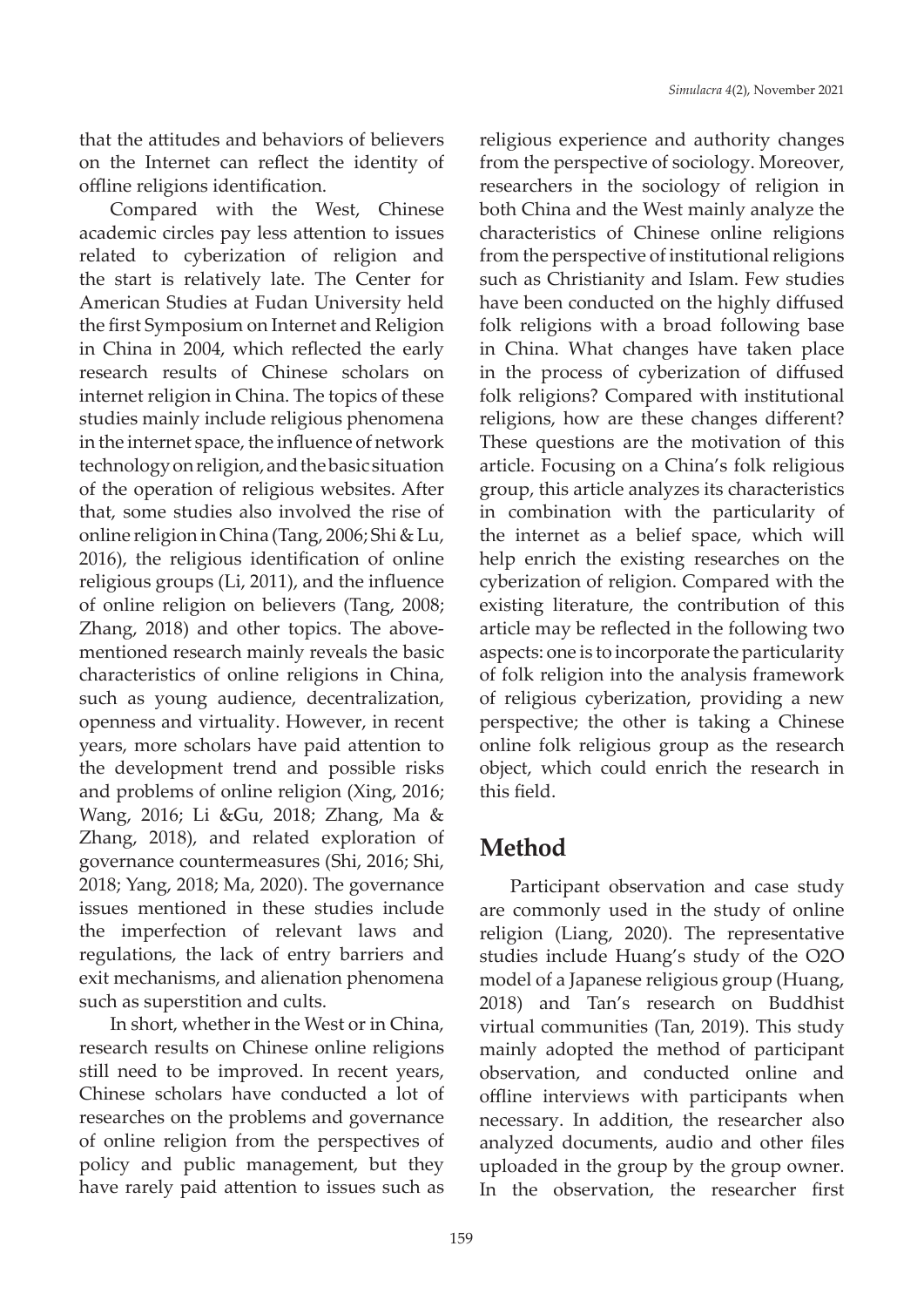that the attitudes and behaviors of believers on the Internet can reflect the identity of offline religions identification.

Compared with the West, Chinese academic circles pay less attention to issues related to cyberization of religion and the start is relatively late. The Center for American Studies at Fudan University held the first Symposium on Internet and Religion in China in 2004, which reflected the early research results of Chinese scholars on internet religion in China. The topics of these studies mainly include religious phenomena in the internet space, the influence of network technology on religion, and the basic situation of the operation of religious websites. After that, some studies also involved the rise of online religion in China (Tang, 2006; Shi & Lu, 2016), the religious identification of online religious groups (Li, 2011), and the influence of online religion on believers (Tang, 2008; Zhang, 2018) and other topics. The above-mentioned research mainly reveals the basic characteristics of online religions in China, such as young audience, decentralization, openness and virtuality. However, in recent years, more scholars have paid attention to the development trend and possible risks and problems of online religion (Xing, 2016; Wang, 2016; Li &Gu, 2018; Zhang, Ma & Zhang, 2018), and related exploration of governance countermeasures (Shi, 2016; Shi, 2018; Yang, 2018; Ma, 2020). The governance issues mentioned in these studies include the imperfection of relevant laws and regulations, the lack of entry barriers and exit mechanisms, and alienation phenomena such as superstition and cults.

In short, whether in the West or in China, research results on Chinese online religions still need to be improved. In recent years, Chinese scholars have conducted a lot of researches on the problems and governance of online religion from the perspectives of policy and public management, but they have rarely paid attention to issues such as religious experience and authority changes from the perspective of sociology. Moreover, researchers in the sociology of religion in both China and the West mainly analyze the characteristics of Chinese online religions from the perspective of institutional religions such as Christianity and Islam. Few studies have been conducted on the highly diffused folk religions with a broad following base in China. What changes have taken place in the process of cyberization of diffused folk religions? Compared with institutional religions, how are these changes different? These questions are the motivation of this article. Focusing on a China's folk religious group, this article analyzes its characteristics in combination with the particularity of the internet as a belief space, which will help enrich the existing researches on the cyberization of religion. Compared with the existing literature, the contribution of this article may be reflected in the following two aspects: one is to incorporate the particularity of folk religion into the analysis framework of religious cyberization, providing a new perspective; the other is taking a Chinese online folk religious group as the research object, which could enrich the research in this field.

## Method

Participant observation and case study are commonly used in the study of online religion (Liang, 2020). The representative studies include Huang's study of the O2O model of a Japanese religious group (Huang, 2018) and Tan's research on Buddhist virtual communities (Tan, 2019). This study mainly adopted the method of participant observation, and conducted online and offline interviews with participants when necessary. In addition, the researcher also analyzed documents, audio and other files uploaded in the group by the group owner. In the observation, the researcher first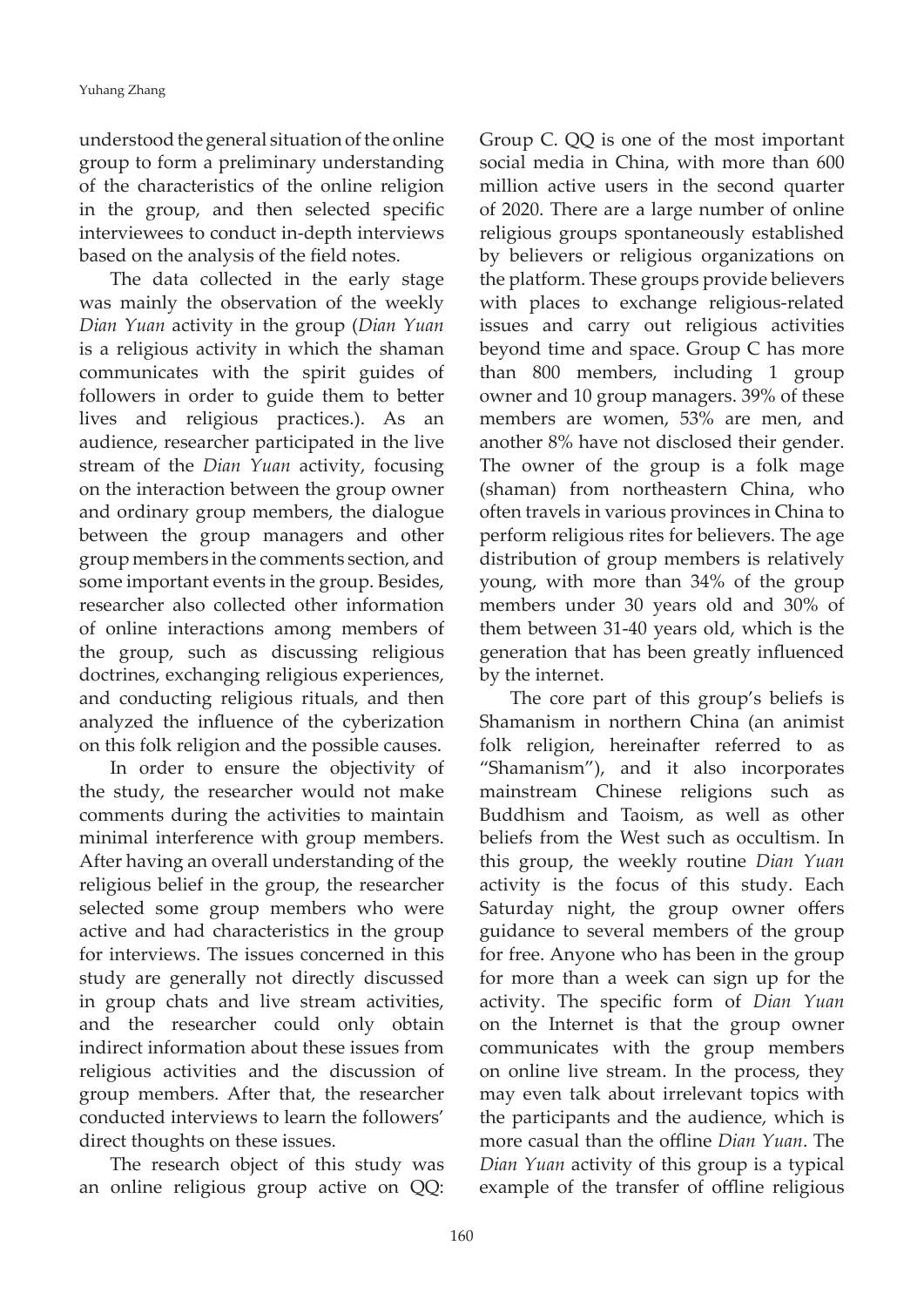understood the general situation of the online group to form a preliminary understanding of the characteristics of the online religion in the group, and then selected specific interviewees to conduct in-depth interviews based on the analysis of the field notes.

The data collected in the early stage was mainly the observation of the weekly *Dian Yuan* activity in the group (*Dian Yuan* is a religious activity in which the shaman communicates with the spirit guides of followers in order to guide them to better lives and religious practices.). As an audience, researcher participated in the live stream of the *Dian Yuan* activity, focusing on the interaction between the group owner and ordinary group members, the dialogue between the group managers and other group members in the comments section, and some important events in the group. Besides, researcher also collected other information of online interactions among members of the group, such as discussing religious doctrines, exchanging religious experiences, and conducting religious rituals, and then analyzed the influence of the cyberization on this folk religion and the possible causes.

In order to ensure the objectivity of the study, the researcher would not make comments during the activities to maintain minimal interference with group members. After having an overall understanding of the religious belief in the group, the researcher selected some group members who were active and had characteristics in the group for interviews. The issues concerned in this study are generally not directly discussed in group chats and live stream activities, and the researcher could only obtain indirect information about these issues from religious activities and the discussion of group members. After that, the researcher conducted interviews to learn the followers' direct thoughts on these issues.

The research object of this study was an online religious group active on QQ: Group C. QQ is one of the most important social media in China, with more than 600 million active users in the second quarter of 2020. There are a large number of online religious groups spontaneously established by believers or religious organizations on the platform. These groups provide believers with places to exchange religious-related issues and carry out religious activities beyond time and space. Group C has more than 800 members, including 1 group owner and 10 group managers. 39% of these members are women, 53% are men, and another 8% have not disclosed their gender. The owner of the group is a folk mage (shaman) from northeastern China, who often travels in various provinces in China to perform religious rites for believers. The age distribution of group members is relatively young, with more than 34% of the group members under 30 years old and 30% of them between 31-40 years old, which is the generation that has been greatly influenced by the internet.

The core part of this group's beliefs is Shamanism in northern China (an animist folk religion, hereinafter referred to as "Shamanism"), and it also incorporates mainstream Chinese religions such as Buddhism and Taoism, as well as other beliefs from the West such as occultism. In this group, the weekly routine *Dian Yuan* activity is the focus of this study. Each Saturday night, the group owner offers guidance to several members of the group for free. Anyone who has been in the group for more than a week can sign up for the activity. The specific form of *Dian Yuan* on the Internet is that the group owner communicates with the group members on online live stream. In the process, they may even talk about irrelevant topics with the participants and the audience, which is more casual than the offline *Dian Yuan*. The *Dian Yuan* activity of this group is a typical example of the transfer of offline religious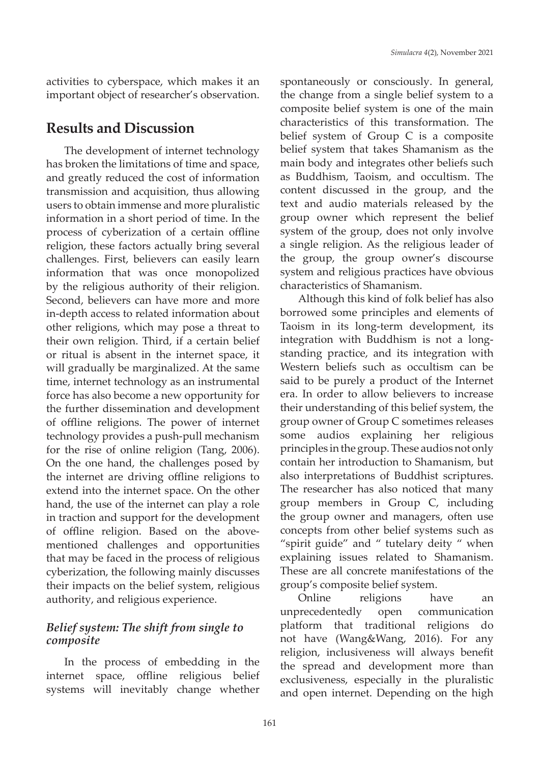activities to cyberspace, which makes it an important object of researcher's observation.

## Results and Discussion

The development of internet technology has broken the limitations of time and space, and greatly reduced the cost of information transmission and acquisition, thus allowing users to obtain immense and more pluralistic information in a short period of time. In the process of cyberization of a certain offline religion, these factors actually bring several challenges. First, believers can easily learn information that was once monopolized by the religious authority of their religion. Second, believers can have more and more in-depth access to related information about other religions, which may pose a threat to their own religion. Third, if a certain belief or ritual is absent in the internet space, it will gradually be marginalized. At the same time, internet technology as an instrumental force has also become a new opportunity for the further dissemination and development of offline religions. The power of internet technology provides a push-pull mechanism for the rise of online religion (Tang, 2006). On the one hand, the challenges posed by the internet are driving offline religions to extend into the internet space. On the other hand, the use of the internet can play a role in traction and support for the development of offline religion. Based on the above-mentioned challenges and opportunities that may be faced in the process of religious cyberization, the following mainly discusses their impacts on the belief system, religious authority, and religious experience.

### *Belief system: The shift from single to composite*

In the process of embedding in the internet space, offline religious belief systems will inevitably change whether spontaneously or consciously. In general, the change from a single belief system to a composite belief system is one of the main characteristics of this transformation. The belief system of Group C is a composite belief system that takes Shamanism as the main body and integrates other beliefs such as Buddhism, Taoism, and occultism. The content discussed in the group, and the text and audio materials released by the group owner which represent the belief system of the group, does not only involve a single religion. As the religious leader of the group, the group owner's discourse system and religious practices have obvious characteristics of Shamanism.

Although this kind of folk belief has also borrowed some principles and elements of Taoism in its long-term development, its integration with Buddhism is not a long-standing practice, and its integration with Western beliefs such as occultism can be said to be purely a product of the Internet era. In order to allow believers to increase their understanding of this belief system, the group owner of Group C sometimes releases some audios explaining her religious principles in the group. These audios not only contain her introduction to Shamanism, but also interpretations of Buddhist scriptures. The researcher has also noticed that many group members in Group C, including the group owner and managers, often use concepts from other belief systems such as "spirit guide" and " tutelary deity " when explaining issues related to Shamanism. These are all concrete manifestations of the group's composite belief system.

Online religions have an unprecedentedly open communication platform that traditional religions do not have (Wang&Wang, 2016). For any religion, inclusiveness will always benefit the spread and development more than exclusiveness, especially in the pluralistic and open internet. Depending on the high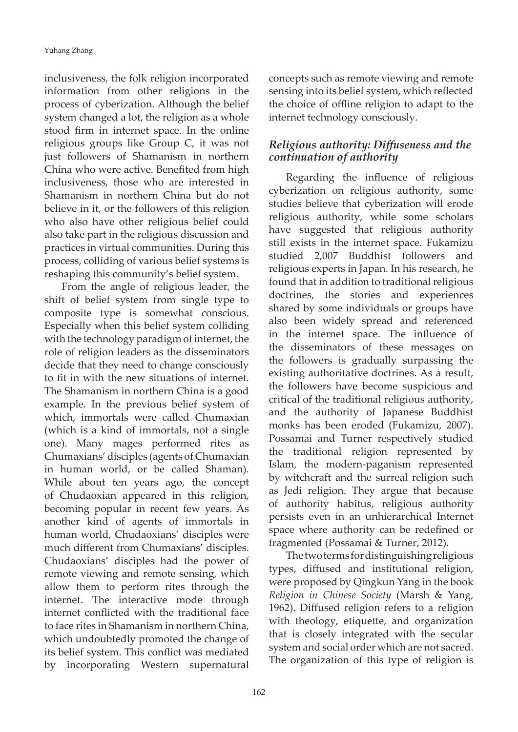inclusiveness, the folk religion incorporated information from other religions in the process of cyberization. Although the belief system changed a lot, the religion as a whole stood firm in internet space. In the online religious groups like Group C, it was not just followers of Shamanism in northern China who were active. Benefited from high inclusiveness, those who are interested in Shamanism in northern China but do not believe in it, or the followers of this religion who also have other religious belief could also take part in the religious discussion and practices in virtual communities. During this process, colliding of various belief systems is reshaping this community's belief system.

From the angle of religious leader, the shift of belief system from single type to composite type is somewhat conscious. Especially when this belief system colliding with the technology paradigm of internet, the role of religion leaders as the disseminators decide that they need to change consciously to fit in with the new situations of internet. The Shamanism in northern China is a good example. In the previous belief system of which, immortals were called Chumaxian (which is a kind of immortals, not a single one). Many mages performed rites as Chumaxians' disciples (agents of Chumaxian in human world, or be called Shaman). While about ten years ago, the concept of Chudaoxian appeared in this religion, becoming popular in recent few years. As another kind of agents of immortals in human world, Chudaoxians' disciples were much different from Chumaxians' disciples. Chudaoxians' disciples had the power of remote viewing and remote sensing, which allow them to perform rites through the internet. The interactive mode through internet conflicted with the traditional face to face rites in Shamanism in northern China, which undoubtedly promoted the change of its belief system. This conflict was mediated by incorporating Western supernatural concepts such as remote viewing and remote sensing into its belief system, which reflected the choice of offline religion to adapt to the internet technology consciously.

### *Religious authority: Diffuseness and the continuation of authority*

Regarding the influence of religious cyberization on religious authority, some studies believe that cyberization will erode religious authority, while some scholars have suggested that religious authority still exists in the internet space. Fukamizu studied 2,007 Buddhist followers and religious experts in Japan. In his research, he found that in addition to traditional religious doctrines, the stories and experiences shared by some individuals or groups have also been widely spread and referenced in the internet space. The influence of the disseminators of these messages on the followers is gradually surpassing the existing authoritative doctrines. As a result, the followers have become suspicious and critical of the traditional religious authority, and the authority of Japanese Buddhist monks has been eroded (Fukamizu, 2007). Possamai and Turner respectively studied the traditional religion represented by Islam, the modern-paganism represented by witchcraft and the surreal religion such as Jedi religion. They argue that because of authority habitus, religious authority persists even in an unhierarchical Internet space where authority can be redefined or fragmented (Possamai & Turner, 2012).

The two terms for distinguishing religious types, diffused and institutional religion, were proposed by Qingkun Yang in the book *Religion in Chinese Society* (Marsh & Yang, 1962). Diffused religion refers to a religion with theology, etiquette, and organization that is closely integrated with the secular system and social order which are not sacred. The organization of this type of religion is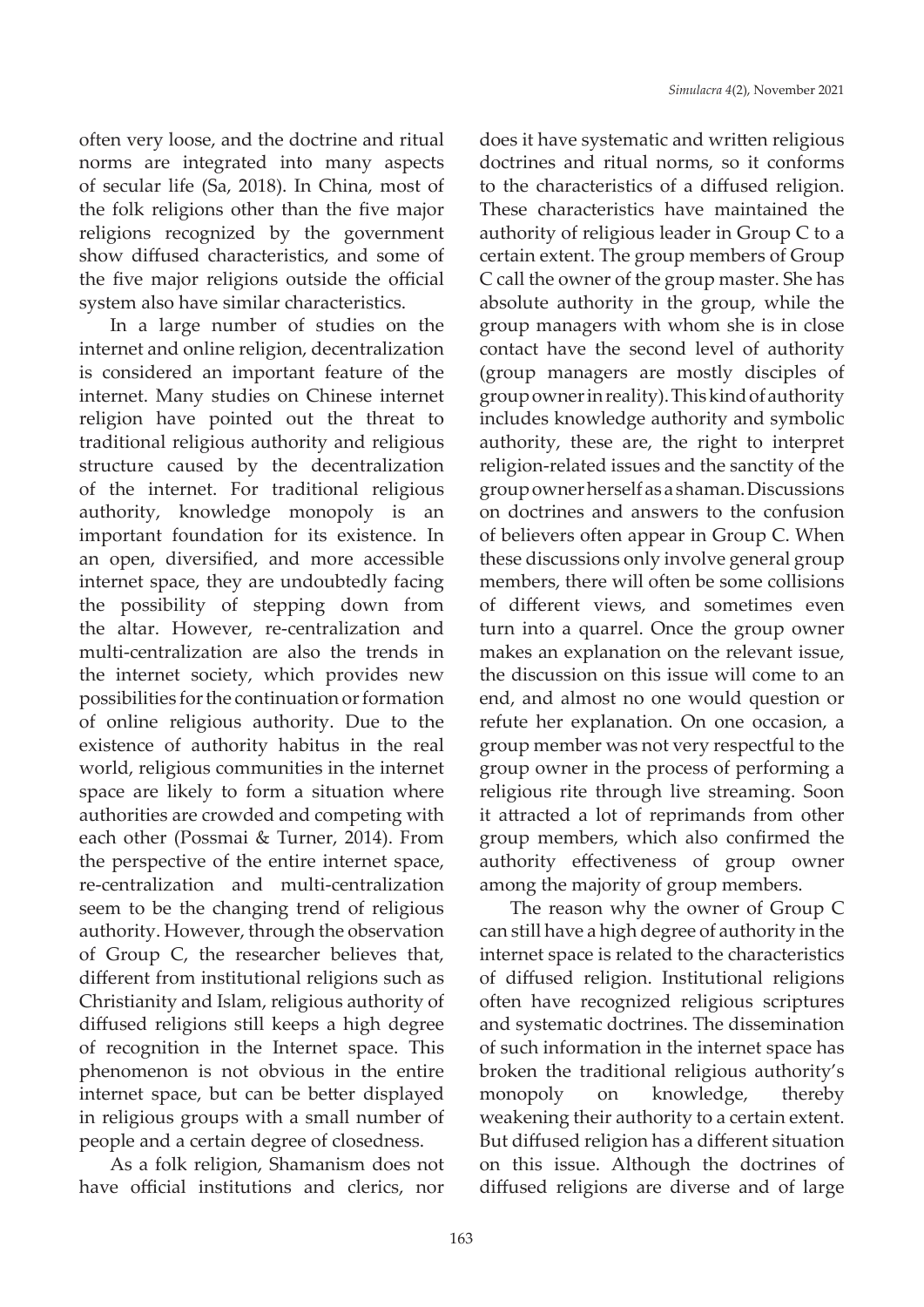often very loose, and the doctrine and ritual norms are integrated into many aspects of secular life (Sa, 2018). In China, most of the folk religions other than the five major religions recognized by the government show diffused characteristics, and some of the five major religions outside the official system also have similar characteristics.

In a large number of studies on the internet and online religion, decentralization is considered an important feature of the internet. Many studies on Chinese internet religion have pointed out the threat to traditional religious authority and religious structure caused by the decentralization of the internet. For traditional religious authority, knowledge monopoly is an important foundation for its existence. In an open, diversified, and more accessible internet space, they are undoubtedly facing the possibility of stepping down from the altar. However, re-centralization and multi-centralization are also the trends in the internet society, which provides new possibilities for the continuation or formation of online religious authority. Due to the existence of authority habitus in the real world, religious communities in the internet space are likely to form a situation where authorities are crowded and competing with each other (Possmai & Turner, 2014). From the perspective of the entire internet space, re-centralization and multi-centralization seem to be the changing trend of religious authority. However, through the observation of Group C, the researcher believes that, different from institutional religions such as Christianity and Islam, religious authority of diffused religions still keeps a high degree of recognition in the Internet space. This phenomenon is not obvious in the entire internet space, but can be better displayed in religious groups with a small number of people and a certain degree of closedness.

As a folk religion, Shamanism does not have official institutions and clerics, nor does it have systematic and written religious doctrines and ritual norms, so it conforms to the characteristics of a diffused religion. These characteristics have maintained the authority of religious leader in Group C to a certain extent. The group members of Group C call the owner of the group master. She has absolute authority in the group, while the group managers with whom she is in close contact have the second level of authority (group managers are mostly disciples of group owner in reality). This kind of authority includes knowledge authority and symbolic authority, these are, the right to interpret religion-related issues and the sanctity of the group owner herself as a shaman. Discussions on doctrines and answers to the confusion of believers often appear in Group C. When these discussions only involve general group members, there will often be some collisions of different views, and sometimes even turn into a quarrel. Once the group owner makes an explanation on the relevant issue, the discussion on this issue will come to an end, and almost no one would question or refute her explanation. On one occasion, a group member was not very respectful to the group owner in the process of performing a religious rite through live streaming. Soon it attracted a lot of reprimands from other group members, which also confirmed the authority effectiveness of group owner among the majority of group members.

The reason why the owner of Group C can still have a high degree of authority in the internet space is related to the characteristics of diffused religion. Institutional religions often have recognized religious scriptures and systematic doctrines. The dissemination of such information in the internet space has broken the traditional religious authority's monopoly on knowledge, thereby weakening their authority to a certain extent. But diffused religion has a different situation on this issue. Although the doctrines of diffused religions are diverse and of large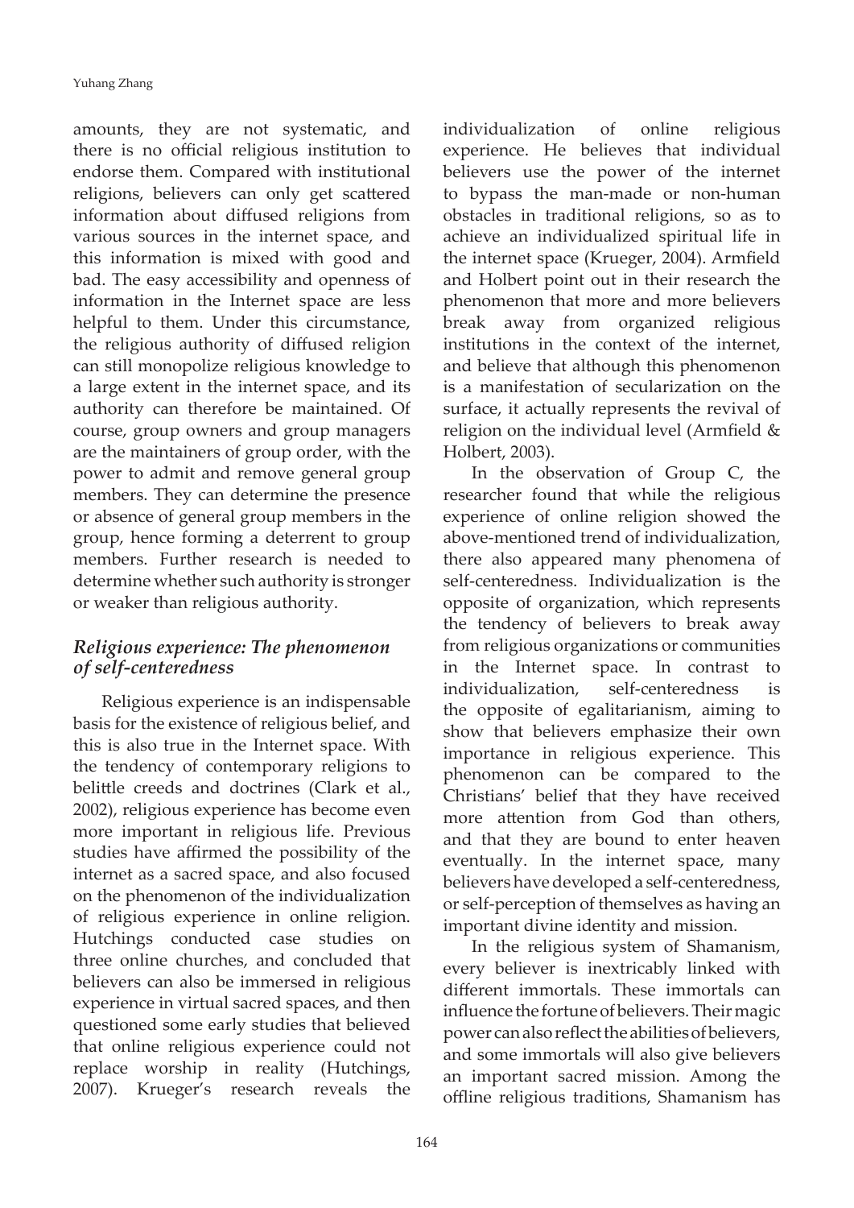amounts, they are not systematic, and there is no official religious institution to endorse them. Compared with institutional religions, believers can only get scattered information about diffused religions from various sources in the internet space, and this information is mixed with good and bad. The easy accessibility and openness of information in the Internet space are less helpful to them. Under this circumstance, the religious authority of diffused religion can still monopolize religious knowledge to a large extent in the internet space, and its authority can therefore be maintained. Of course, group owners and group managers are the maintainers of group order, with the power to admit and remove general group members. They can determine the presence or absence of general group members in the group, hence forming a deterrent to group members. Further research is needed to determine whether such authority is stronger or weaker than religious authority.

### *Religious experience: The phenomenon of self-centeredness*

Religious experience is an indispensable basis for the existence of religious belief, and this is also true in the Internet space. With the tendency of contemporary religions to belittle creeds and doctrines (Clark et al., 2002), religious experience has become even more important in religious life. Previous studies have affirmed the possibility of the internet as a sacred space, and also focused on the phenomenon of the individualization of religious experience in online religion. Hutchings conducted case studies on three online churches, and concluded that believers can also be immersed in religious experience in virtual sacred spaces, and then questioned some early studies that believed that online religious experience could not replace worship in reality (Hutchings, 2007). Krueger's research reveals the individualization of online religious experience. He believes that individual believers use the power of the internet to bypass the man-made or non-human obstacles in traditional religions, so as to achieve an individualized spiritual life in the internet space (Krueger, 2004). Armfield and Holbert point out in their research the phenomenon that more and more believers break away from organized religious institutions in the context of the internet, and believe that although this phenomenon is a manifestation of secularization on the surface, it actually represents the revival of religion on the individual level (Armfield & Holbert, 2003).

In the observation of Group C, the researcher found that while the religious experience of online religion showed the above-mentioned trend of individualization, there also appeared many phenomena of self-centeredness. Individualization is the opposite of organization, which represents the tendency of believers to break away from religious organizations or communities in the Internet space. In contrast to individualization, self-centeredness is the opposite of egalitarianism, aiming to show that believers emphasize their own importance in religious experience. This phenomenon can be compared to the Christians' belief that they have received more attention from God than others, and that they are bound to enter heaven eventually. In the internet space, many believers have developed a self-centeredness, or self-perception of themselves as having an important divine identity and mission.

In the religious system of Shamanism, every believer is inextricably linked with different immortals. These immortals can influence the fortune of believers. Their magic power can also reflect the abilities of believers, and some immortals will also give believers an important sacred mission. Among the offline religious traditions, Shamanism has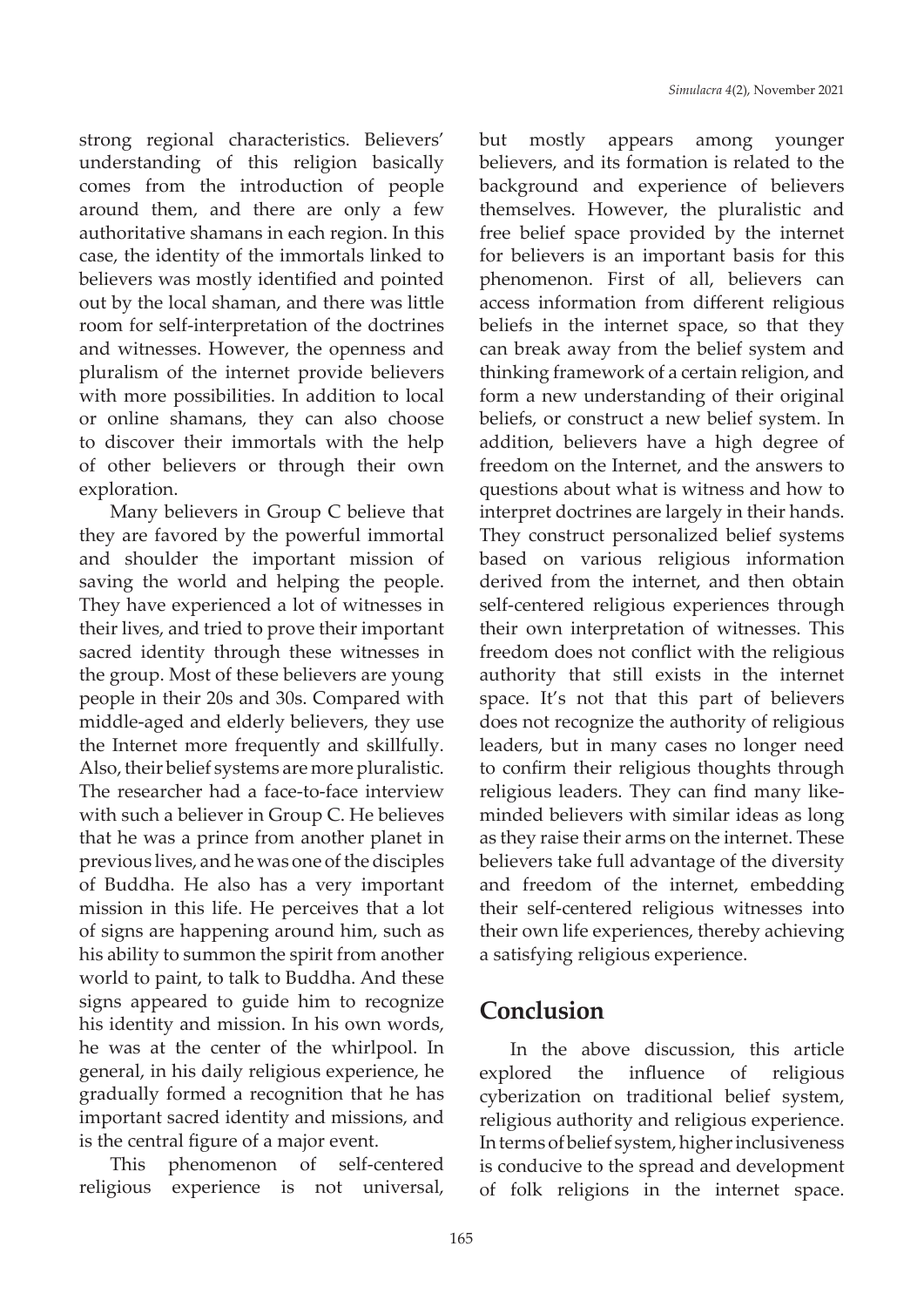strong regional characteristics. Believers' understanding of this religion basically comes from the introduction of people around them, and there are only a few authoritative shamans in each region. In this case, the identity of the immortals linked to believers was mostly identified and pointed out by the local shaman, and there was little room for self-interpretation of the doctrines and witnesses. However, the openness and pluralism of the internet provide believers with more possibilities. In addition to local or online shamans, they can also choose to discover their immortals with the help of other believers or through their own exploration.

Many believers in Group C believe that they are favored by the powerful immortal and shoulder the important mission of saving the world and helping the people. They have experienced a lot of witnesses in their lives, and tried to prove their important sacred identity through these witnesses in the group. Most of these believers are young people in their 20s and 30s. Compared with middle-aged and elderly believers, they use the Internet more frequently and skillfully. Also, their belief systems are more pluralistic. The researcher had a face-to-face interview with such a believer in Group C. He believes that he was a prince from another planet in previous lives, and he was one of the disciples of Buddha. He also has a very important mission in this life. He perceives that a lot of signs are happening around him, such as his ability to summon the spirit from another world to paint, to talk to Buddha. And these signs appeared to guide him to recognize his identity and mission. In his own words, he was at the center of the whirlpool. In general, in his daily religious experience, he gradually formed a recognition that he has important sacred identity and missions, and is the central figure of a major event.

This phenomenon of self-centered religious experience is not universal, but mostly appears among younger believers, and its formation is related to the background and experience of believers themselves. However, the pluralistic and free belief space provided by the internet for believers is an important basis for this phenomenon. First of all, believers can access information from different religious beliefs in the internet space, so that they can break away from the belief system and thinking framework of a certain religion, and form a new understanding of their original beliefs, or construct a new belief system. In addition, believers have a high degree of freedom on the Internet, and the answers to questions about what is witness and how to interpret doctrines are largely in their hands. They construct personalized belief systems based on various religious information derived from the internet, and then obtain self-centered religious experiences through their own interpretation of witnesses. This freedom does not conflict with the religious authority that still exists in the internet space. It's not that this part of believers does not recognize the authority of religious leaders, but in many cases no longer need to confirm their religious thoughts through religious leaders. They can find many like-minded believers with similar ideas as long as they raise their arms on the internet. These believers take full advantage of the diversity and freedom of the internet, embedding their self-centered religious witnesses into their own life experiences, thereby achieving a satisfying religious experience.

## Conclusion

In the above discussion, this article explored the influence of religious cyberization on traditional belief system, religious authority and religious experience. In terms of belief system, higher inclusiveness is conducive to the spread and development of folk religions in the internet space.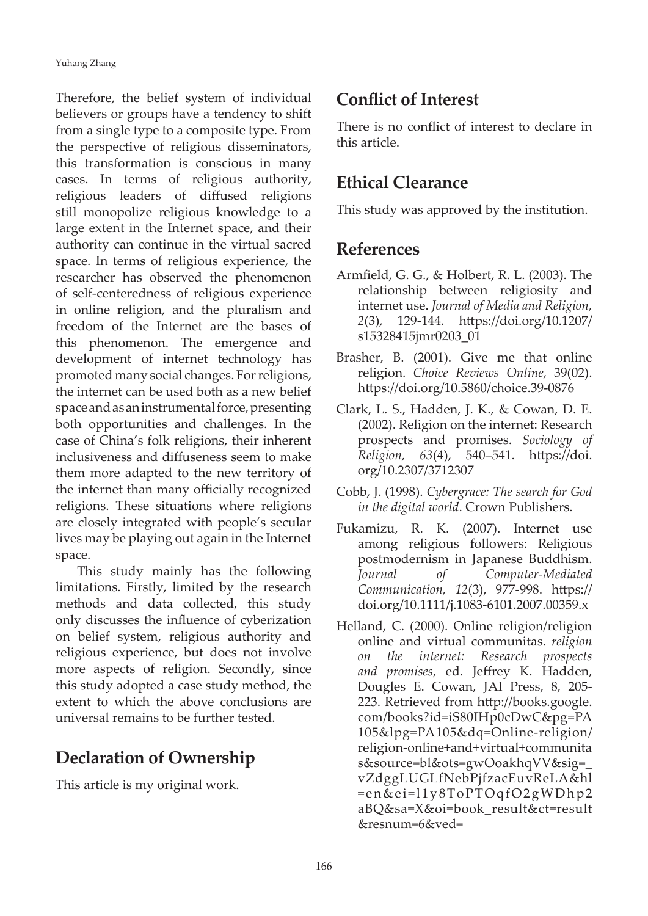Therefore, the belief system of individual believers or groups have a tendency to shift from a single type to a composite type. From the perspective of religious disseminators, this transformation is conscious in many cases. In terms of religious authority, religious leaders of diffused religions still monopolize religious knowledge to a large extent in the Internet space, and their authority can continue in the virtual sacred space. In terms of religious experience, the researcher has observed the phenomenon of self-centeredness of religious experience in online religion, and the pluralism and freedom of the Internet are the bases of this phenomenon. The emergence and development of internet technology has promoted many social changes. For religions, the internet can be used both as a new belief space and as an instrumental force, presenting both opportunities and challenges. In the case of China's folk religions, their inherent inclusiveness and diffuseness seem to make them more adapted to the new territory of the internet than many officially recognized religions. These situations where religions are closely integrated with people's secular lives may be playing out again in the Internet space.

This study mainly has the following limitations. Firstly, limited by the research methods and data collected, this study only discusses the influence of cyberization on belief system, religious authority and religious experience, but does not involve more aspects of religion. Secondly, since this study adopted a case study method, the extent to which the above conclusions are universal remains to be further tested.

## Declaration of Ownership

This article is my original work.

## Conflict of Interest

There is no conflict of interest to declare in this article.

## Ethical Clearance

This study was approved by the institution.

## References

Armfield, G. G., & Holbert, R. L. (2003). The relationship between religiosity and internet use. *Journal of Media and Religion, 2*(3), 129-144. https://doi.org/10.1207/s15328415jmr0203_01

Brasher, B. (2001). Give me that online religion. *Choice Reviews Online*, 39(02). https://doi.org/10.5860/choice.39-0876

Clark, L. S., Hadden, J. K., & Cowan, D. E. (2002). Religion on the internet: Research prospects and promises. *Sociology of Religion, 63*(4), 540–541. https://doi.org/10.2307/3712307

Cobb, J. (1998). *Cybergrace: The search for God in the digital world*. Crown Publishers.

Fukamizu, R. K. (2007). Internet use among religious followers: Religious postmodernism in Japanese Buddhism. *Journal of Computer-Mediated Communication, 12*(3), 977-998. https://doi.org/10.1111/j.1083-6101.2007.00359.x

Helland, C. (2000). Online religion/religion online and virtual communitas. *religion on the internet: Research prospects and promises*, ed. Jeffrey K. Hadden, Dougles E. Cowan, JAI Press, 8, 205-223. Retrieved from http://books.google.com/books?id=iS80IHp0cDwC&pg=PA105&lpg=PA105&dq=Online-religion/religion-online+and+virtual+communitas&source=bl&ots=gwOoakhqVV&sig=_vZdggLUGLfNebPjfzacEuvReLA&hl=en&ei=l1y8ToPTOqfO2gWDhp2aBQ&sa=X&oi=book_result&ct=result&resnum=6&ved=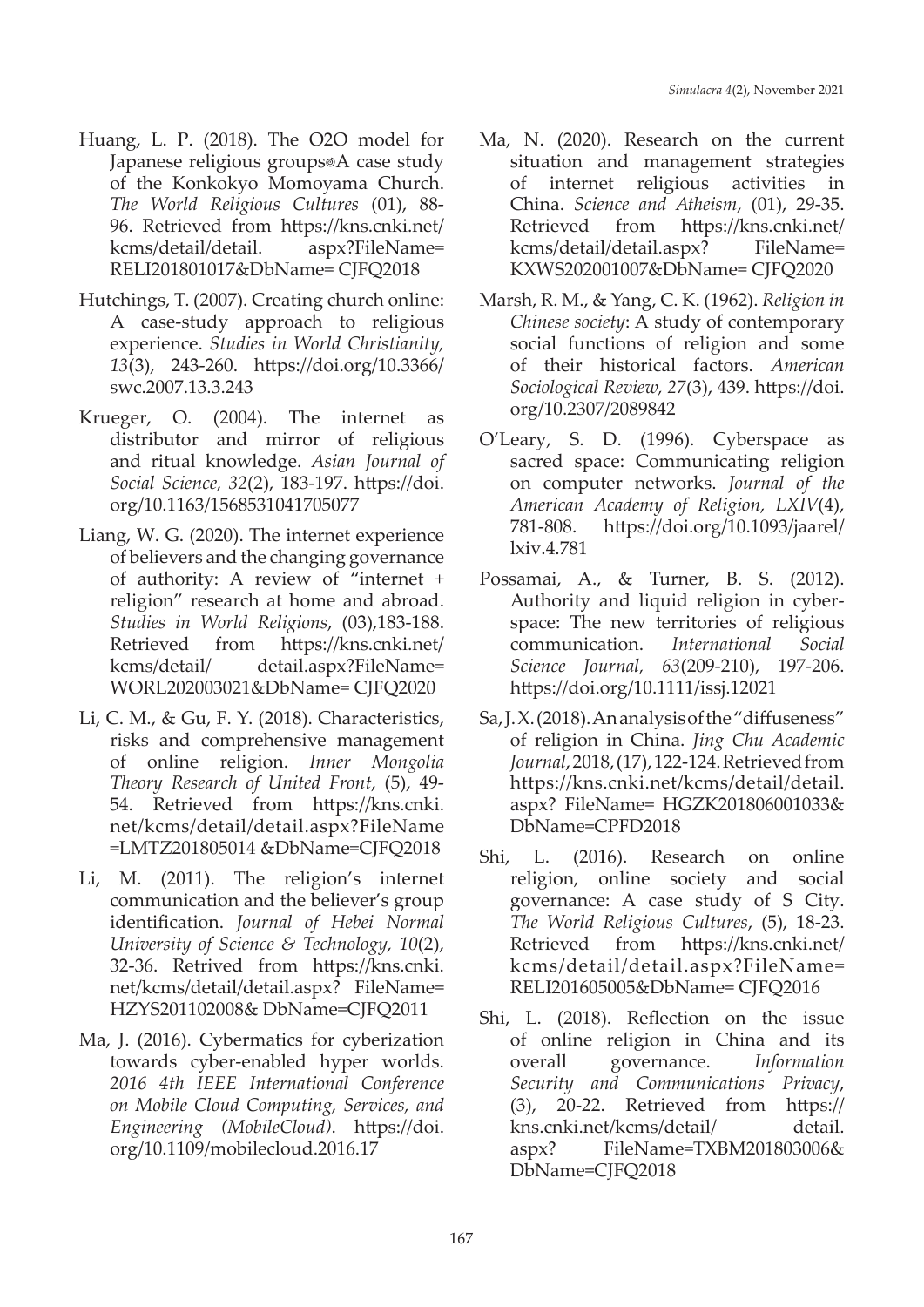Huang, L. P. (2018). The O2O model for Japanese religious groups◎A case study of the Konkokyo Momoyama Church. *The World Religious Cultures* (01), 88-96. Retrieved from https://kns.cnki.net/kcms/detail/detail. aspx?FileName= RELI201801017&DbName= CJFQ2018

Hutchings, T. (2007). Creating church online: A case-study approach to religious experience. *Studies in World Christianity, 13*(3), 243-260. https://doi.org/10.3366/swc.2007.13.3.243

Krueger, O. (2004). The internet as distributor and mirror of religious and ritual knowledge. *Asian Journal of Social Science, 32*(2), 183-197. https://doi.org/10.1163/1568531041705077

Liang, W. G. (2020). The internet experience of believers and the changing governance of authority: A review of "internet + religion" research at home and abroad. *Studies in World Religions*, (03),183-188. Retrieved from https://kns.cnki.net/kcms/detail/ detail.aspx?FileName= WORL202003021&DbName= CJFQ2020

Li, C. M., & Gu, F. Y. (2018). Characteristics, risks and comprehensive management of online religion. *Inner Mongolia Theory Research of United Front*, (5), 49-54. Retrieved from https://kns.cnki.net/kcms/detail/detail.aspx?FileName =LMTZ201805014 &DbName=CJFQ2018

Li, M. (2011). The religion's internet communication and the believer's group identification. *Journal of Hebei Normal University of Science & Technology, 10*(2), 32-36. Retrived from https://kns.cnki.net/kcms/detail/detail.aspx? FileName= HZYS201102008& DbName=CJFQ2011

Ma, J. (2016). Cybermatics for cyberization towards cyber-enabled hyper worlds. *2016 4th IEEE International Conference on Mobile Cloud Computing, Services, and Engineering (MobileCloud)*. https://doi.org/10.1109/mobilecloud.2016.17

Ma, N. (2020). Research on the current situation and management strategies of internet religious activities in China. *Science and Atheism*, (01), 29-35. Retrieved from https://kns.cnki.net/kcms/detail/detail.aspx? FileName= KXWS202001007&DbName= CJFQ2020

Marsh, R. M., & Yang, C. K. (1962). *Religion in Chinese society*: A study of contemporary social functions of religion and some of their historical factors. *American Sociological Review, 27*(3), 439. https://doi.org/10.2307/2089842

O'Leary, S. D. (1996). Cyberspace as sacred space: Communicating religion on computer networks. *Journal of the American Academy of Religion, LXIV*(4), 781-808. https://doi.org/10.1093/jaarel/lxiv.4.781

Possamai, A., & Turner, B. S. (2012). Authority and liquid religion in cyber-space: The new territories of religious communication. *International Social Science Journal, 63*(209-210), 197-206. https://doi.org/10.1111/issj.12021

Sa, J. X. (2018). An analysis of the "diffuseness" of religion in China. *Jing Chu Academic Journal*, 2018, (17), 122-124. Retrieved from https://kns.cnki.net/kcms/detail/detail.aspx? FileName= HGZK201806001033& DbName=CPFD2018

Shi, L. (2016). Research on online religion, online society and social governance: A case study of S City. *The World Religious Cultures*, (5), 18-23. Retrieved from https://kns.cnki.net/kcms/detail/detail.aspx?FileName= RELI201605005&DbName= CJFQ2016

Shi, L. (2018). Reflection on the issue of online religion in China and its overall governance. *Information Security and Communications Privacy*, (3), 20-22. Retrieved from https://kns.cnki.net/kcms/detail/ detail. aspx? FileName=TXBM201803006& DbName=CJFQ2018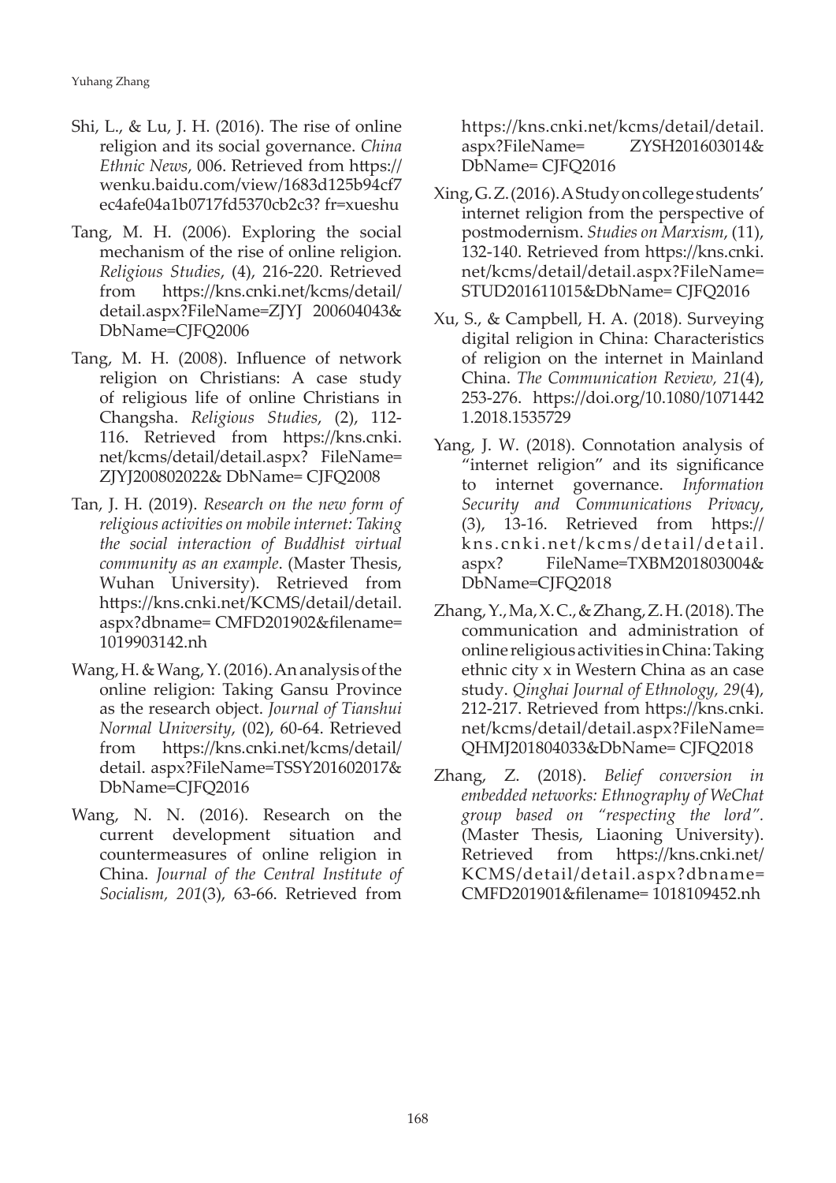Shi, L., & Lu, J. H. (2016). The rise of online religion and its social governance. *China Ethnic News*, 006. Retrieved from https://wenku.baidu.com/view/1683d125b94cf7ec4afe04a1b0717fd5370cb2c3? fr=xueshu

Tang, M. H. (2006). Exploring the social mechanism of the rise of online religion. *Religious Studies*, (4), 216-220. Retrieved from https://kns.cnki.net/kcms/detail/detail.aspx?FileName=ZJYJ 200604043&DbName=CJFQ2006

Tang, M. H. (2008). Influence of network religion on Christians: A case study of religious life of online Christians in Changsha. *Religious Studies*, (2), 112-116. Retrieved from https://kns.cnki.net/kcms/detail/detail.aspx? FileName= ZJYJ200802022& DbName= CJFQ2008

Tan, J. H. (2019). *Research on the new form of religious activities on mobile internet: Taking the social interaction of Buddhist virtual community as an example*. (Master Thesis, Wuhan University). Retrieved from https://kns.cnki.net/KCMS/detail/detail.aspx?dbname= CMFD201902&filename= 1019903142.nh

Wang, H. & Wang, Y. (2016). An analysis of the online religion: Taking Gansu Province as the research object. *Journal of Tianshui Normal University*, (02), 60-64. Retrieved from https://kns.cnki.net/kcms/detail/detail. aspx?FileName=TSSY201602017&DbName=CJFQ2016

Wang, N. N. (2016). Research on the current development situation and countermeasures of online religion in China. *Journal of the Central Institute of Socialism, 201*(3), 63-66. Retrieved from https://kns.cnki.net/kcms/detail/detail.aspx?FileName= ZYSH201603014&DbName= CJFQ2016

Xing, G. Z. (2016). A Study on college students' internet religion from the perspective of postmodernism. *Studies on Marxism*, (11), 132-140. Retrieved from https://kns.cnki.net/kcms/detail/detail.aspx?FileName= STUD201611015&DbName= CJFQ2016

Xu, S., & Campbell, H. A. (2018). Surveying digital religion in China: Characteristics of religion on the internet in Mainland China. *The Communication Review, 21*(4), 253-276. https://doi.org/10.1080/10714421.2018.1535729

Yang, J. W. (2018). Connotation analysis of "internet religion" and its significance to internet governance. *Information Security and Communications Privacy*, (3), 13-16. Retrieved from https://kns.cnki.net/kcms/detail/detail.aspx? FileName=TXBM201803004&DbName=CJFQ2018

Zhang, Y., Ma, X. C., & Zhang, Z. H. (2018). The communication and administration of online religious activities in China: Taking ethnic city x in Western China as an case study. *Qinghai Journal of Ethnology, 29*(4), 212-217. Retrieved from https://kns.cnki.net/kcms/detail/detail.aspx?FileName= QHMJ201804033&DbName= CJFQ2018

Zhang, Z. (2018). *Belief conversion in embedded networks: Ethnography of WeChat group based on "respecting the lord"*. (Master Thesis, Liaoning University). Retrieved from https://kns.cnki.net/KCMS/detail/detail.aspx?dbname= CMFD201901&filename= 1018109452.nh